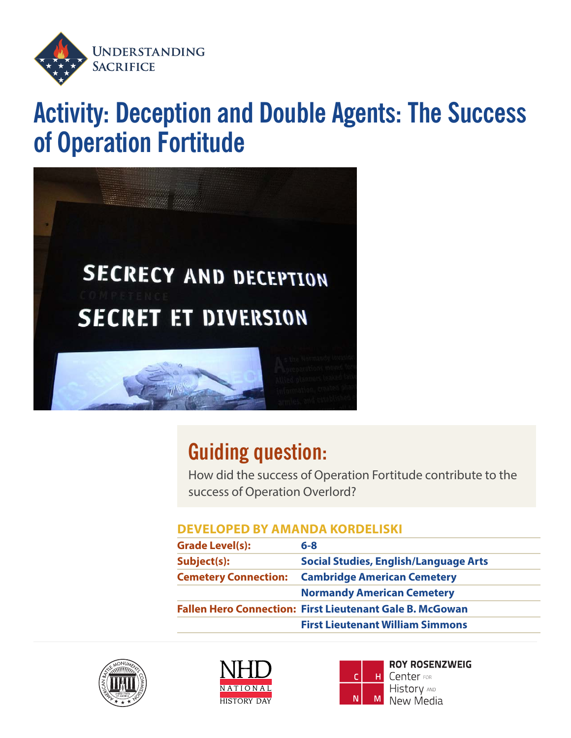Understanding Sacrifice

# Activity: Deception and Double Agents: The Success of Operation Fortitude

## Guiding question:

How did the success of Operation Fortitude contribute to the success of Operation Overlord?

**DEVELOPED BY AMANDA KORDELISKI**

| | |
|---|---|
| **Grade Level(s):** | **6-8** |
| **Subject(s):** | **Social Studies, English/Language Arts** |
| **Cemetery Connection:** | **Cambridge American Cemetery** |
| | **Normandy American Cemetery** |
| **Fallen Hero Connection:** | **First Lieutenant Gale B. McGowan** |
| | **First Lieutenant William Simmons** |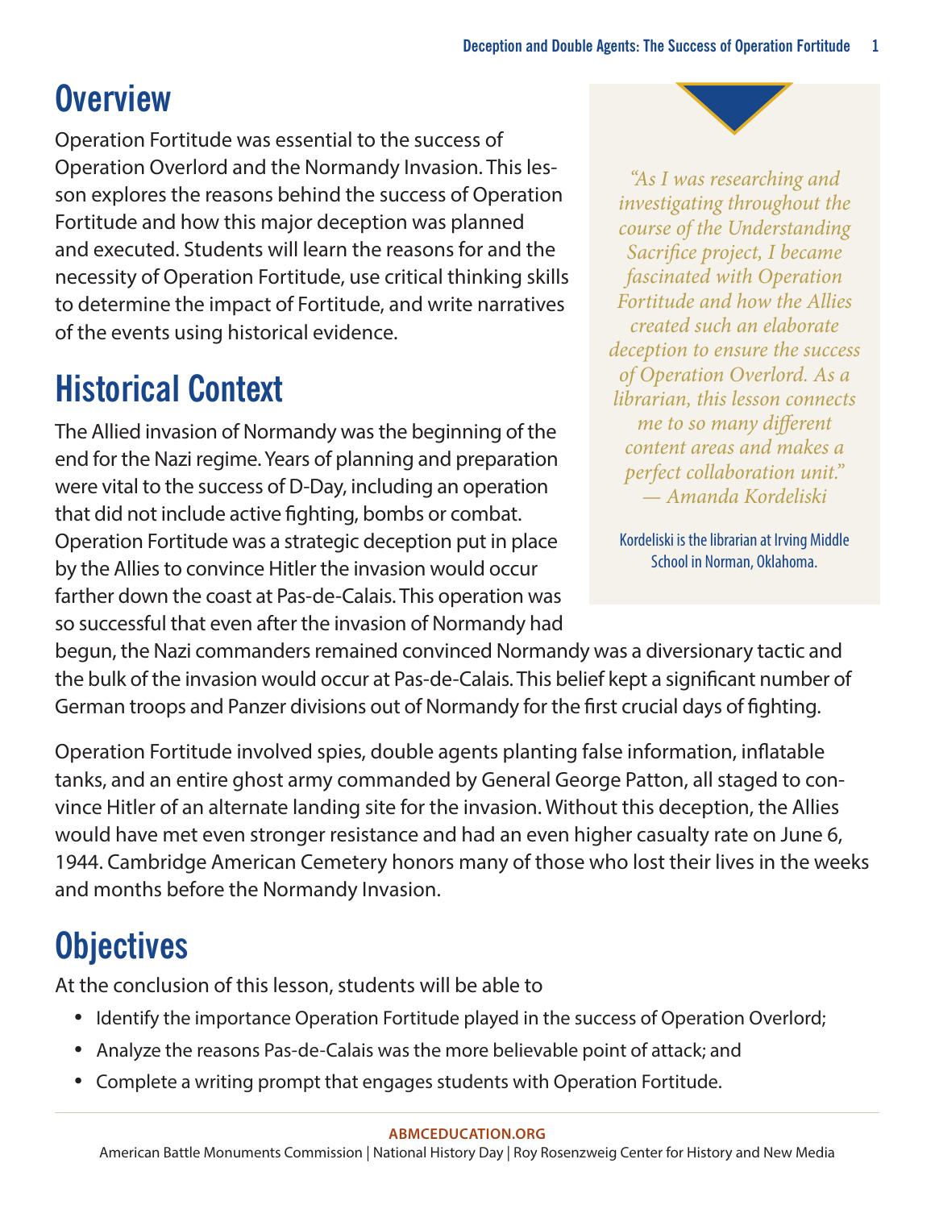## Overview

Operation Fortitude was essential to the success of Operation Overlord and the Normandy Invasion. This lesson explores the reasons behind the success of Operation Fortitude and how this major deception was planned and executed. Students will learn the reasons for and the necessity of Operation Fortitude, use critical thinking skills to determine the impact of Fortitude, and write narratives of the events using historical evidence.

> *"As I was researching and investigating throughout the course of the Understanding Sacrifice project, I became fascinated with Operation Fortitude and how the Allies created such an elaborate deception to ensure the success of Operation Overlord. As a librarian, this lesson connects me to so many different content areas and makes a perfect collaboration unit."*
> *— Amanda Kordeliski*
>
> Kordeliski is the librarian at Irving Middle School in Norman, Oklahoma.

## Historical Context

The Allied invasion of Normandy was the beginning of the end for the Nazi regime. Years of planning and preparation were vital to the success of D-Day, including an operation that did not include active fighting, bombs or combat. Operation Fortitude was a strategic deception put in place by the Allies to convince Hitler the invasion would occur farther down the coast at Pas-de-Calais. This operation was so successful that even after the invasion of Normandy had begun, the Nazi commanders remained convinced Normandy was a diversionary tactic and the bulk of the invasion would occur at Pas-de-Calais. This belief kept a significant number of German troops and Panzer divisions out of Normandy for the first crucial days of fighting.

Operation Fortitude involved spies, double agents planting false information, inflatable tanks, and an entire ghost army commanded by General George Patton, all staged to convince Hitler of an alternate landing site for the invasion. Without this deception, the Allies would have met even stronger resistance and had an even higher casualty rate on June 6, 1944. Cambridge American Cemetery honors many of those who lost their lives in the weeks and months before the Normandy Invasion.

## Objectives

At the conclusion of this lesson, students will be able to

- Identify the importance Operation Fortitude played in the success of Operation Overlord;
- Analyze the reasons Pas-de-Calais was the more believable point of attack; and
- Complete a writing prompt that engages students with Operation Fortitude.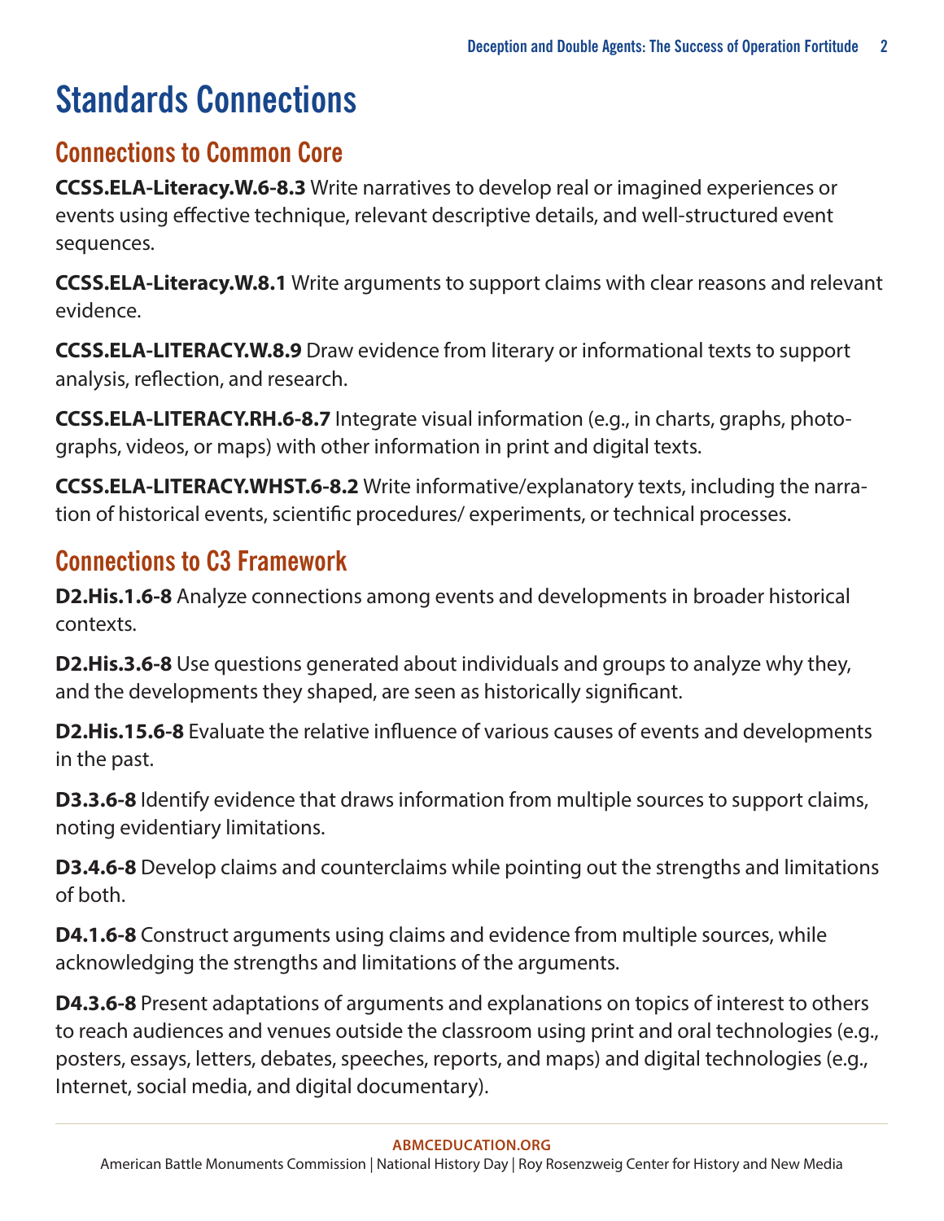# Standards Connections

## Connections to Common Core

**CCSS.ELA-Literacy.W.6-8.3** Write narratives to develop real or imagined experiences or events using effective technique, relevant descriptive details, and well-structured event sequences.

**CCSS.ELA-Literacy.W.8.1** Write arguments to support claims with clear reasons and relevant evidence.

**CCSS.ELA-LITERACY.W.8.9** Draw evidence from literary or informational texts to support analysis, reflection, and research.

**CCSS.ELA-LITERACY.RH.6-8.7** Integrate visual information (e.g., in charts, graphs, photographs, videos, or maps) with other information in print and digital texts.

**CCSS.ELA-LITERACY.WHST.6-8.2** Write informative/explanatory texts, including the narration of historical events, scientific procedures/ experiments, or technical processes.

## Connections to C3 Framework

**D2.His.1.6-8** Analyze connections among events and developments in broader historical contexts.

**D2.His.3.6-8** Use questions generated about individuals and groups to analyze why they, and the developments they shaped, are seen as historically significant.

**D2.His.15.6-8** Evaluate the relative influence of various causes of events and developments in the past.

**D3.3.6-8** Identify evidence that draws information from multiple sources to support claims, noting evidentiary limitations.

**D3.4.6-8** Develop claims and counterclaims while pointing out the strengths and limitations of both.

**D4.1.6-8** Construct arguments using claims and evidence from multiple sources, while acknowledging the strengths and limitations of the arguments.

**D4.3.6-8** Present adaptations of arguments and explanations on topics of interest to others to reach audiences and venues outside the classroom using print and oral technologies (e.g., posters, essays, letters, debates, speeches, reports, and maps) and digital technologies (e.g., Internet, social media, and digital documentary).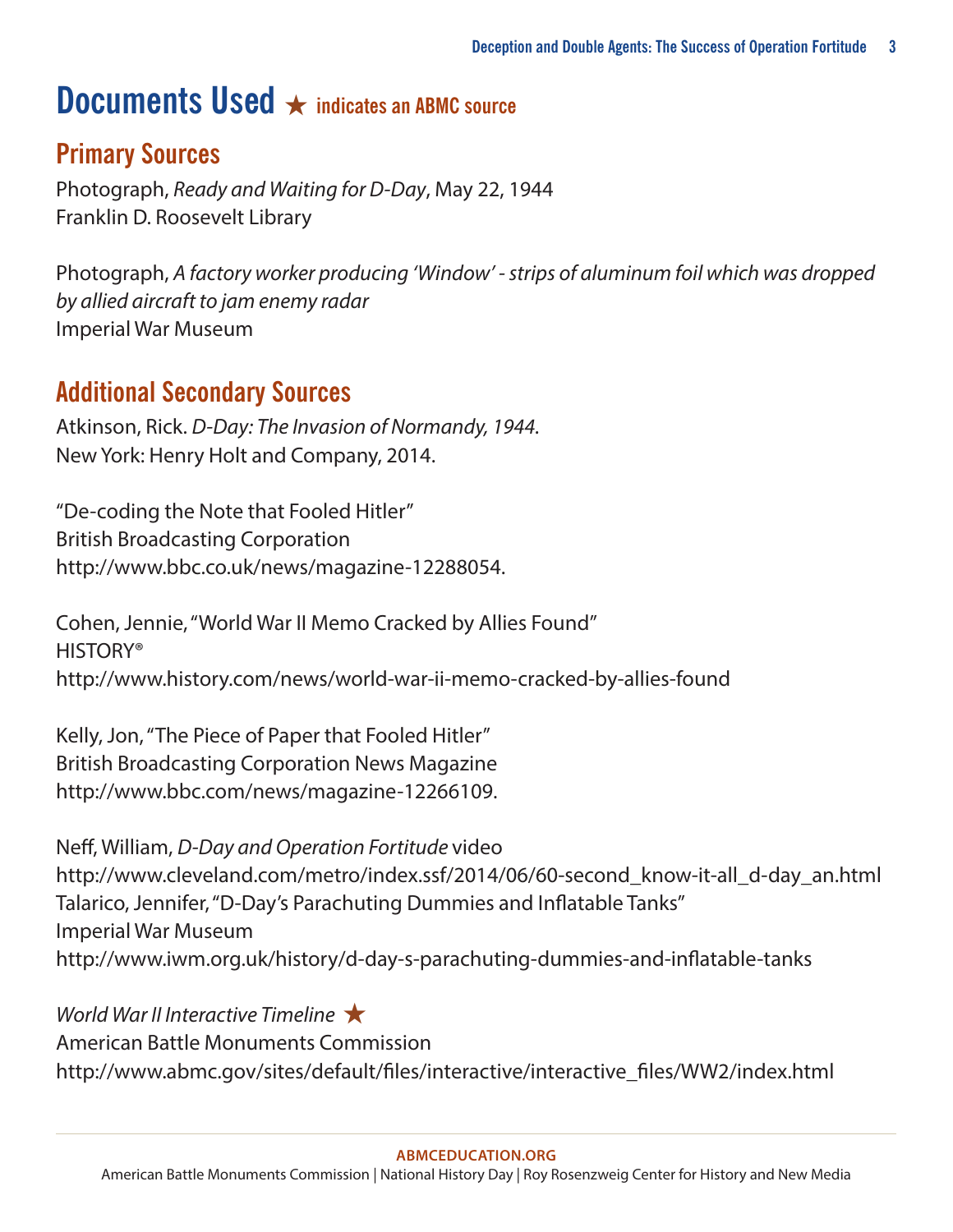# Documents Used ★ indicates an ABMC source

## Primary Sources

Photograph, *Ready and Waiting for D-Day*, May 22, 1944
Franklin D. Roosevelt Library

Photograph, *A factory worker producing 'Window' - strips of aluminum foil which was dropped by allied aircraft to jam enemy radar*
Imperial War Museum

## Additional Secondary Sources

Atkinson, Rick. *D-Day: The Invasion of Normandy, 1944*.
New York: Henry Holt and Company, 2014.

"De-coding the Note that Fooled Hitler"
British Broadcasting Corporation
http://www.bbc.co.uk/news/magazine-12288054.

Cohen, Jennie, "World War II Memo Cracked by Allies Found"
HISTORY®
http://www.history.com/news/world-war-ii-memo-cracked-by-allies-found

Kelly, Jon, "The Piece of Paper that Fooled Hitler"
British Broadcasting Corporation News Magazine
http://www.bbc.com/news/magazine-12266109.

Neff, William, *D-Day and Operation Fortitude* video
http://www.cleveland.com/metro/index.ssf/2014/06/60-second_know-it-all_d-day_an.html
Talarico, Jennifer, "D-Day's Parachuting Dummies and Inflatable Tanks"
Imperial War Museum
http://www.iwm.org.uk/history/d-day-s-parachuting-dummies-and-inflatable-tanks

*World War II Interactive Timeline* ★
American Battle Monuments Commission
http://www.abmc.gov/sites/default/files/interactive/interactive_files/WW2/index.html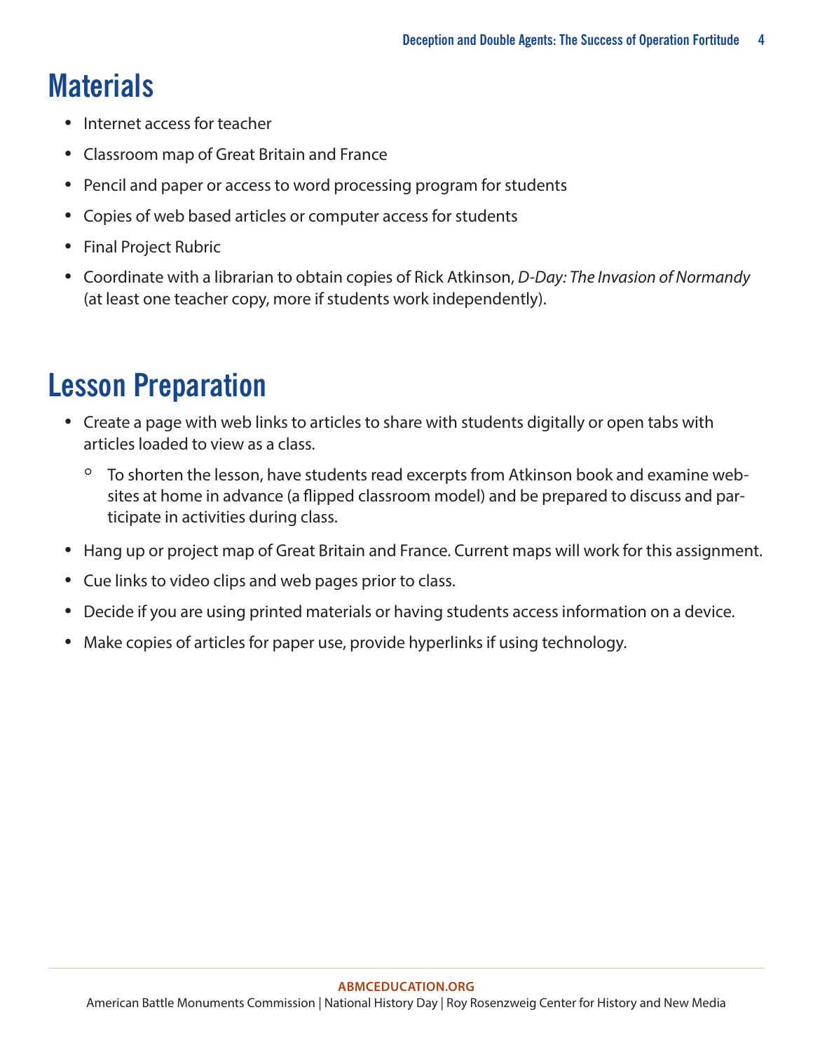## Materials

- Internet access for teacher
- Classroom map of Great Britain and France
- Pencil and paper or access to word processing program for students
- Copies of web based articles or computer access for students
- Final Project Rubric
- Coordinate with a librarian to obtain copies of Rick Atkinson, *D-Day: The Invasion of Normandy* (at least one teacher copy, more if students work independently).

## Lesson Preparation

- Create a page with web links to articles to share with students digitally or open tabs with articles loaded to view as a class.
    - To shorten the lesson, have students read excerpts from Atkinson book and examine websites at home in advance (a flipped classroom model) and be prepared to discuss and participate in activities during class.
- Hang up or project map of Great Britain and France. Current maps will work for this assignment.
- Cue links to video clips and web pages prior to class.
- Decide if you are using printed materials or having students access information on a device.
- Make copies of articles for paper use, provide hyperlinks if using technology.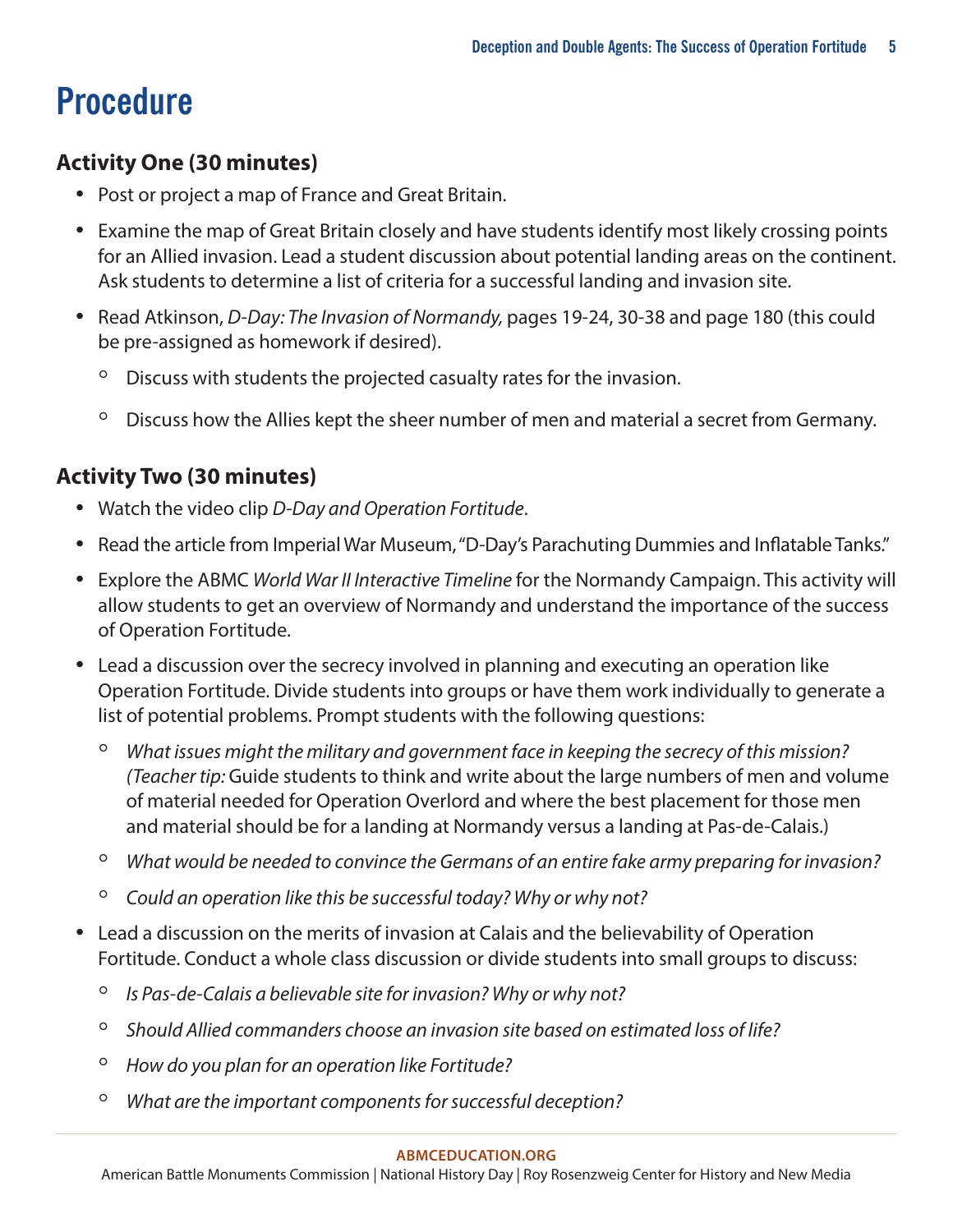# Procedure

### Activity One (30 minutes)

- Post or project a map of France and Great Britain.
- Examine the map of Great Britain closely and have students identify most likely crossing points for an Allied invasion. Lead a student discussion about potential landing areas on the continent. Ask students to determine a list of criteria for a successful landing and invasion site.
- Read Atkinson, *D-Day: The Invasion of Normandy,* pages 19-24, 30-38 and page 180 (this could be pre-assigned as homework if desired).
  - Discuss with students the projected casualty rates for the invasion.
  - Discuss how the Allies kept the sheer number of men and material a secret from Germany.

### Activity Two (30 minutes)

- Watch the video clip *D-Day and Operation Fortitude*.
- Read the article from Imperial War Museum, "D-Day's Parachuting Dummies and Inflatable Tanks."
- Explore the ABMC *World War II Interactive Timeline* for the Normandy Campaign. This activity will allow students to get an overview of Normandy and understand the importance of the success of Operation Fortitude.
- Lead a discussion over the secrecy involved in planning and executing an operation like Operation Fortitude. Divide students into groups or have them work individually to generate a list of potential problems. Prompt students with the following questions:
  - *What issues might the military and government face in keeping the secrecy of this mission? (Teacher tip:* Guide students to think and write about the large numbers of men and volume of material needed for Operation Overlord and where the best placement for those men and material should be for a landing at Normandy versus a landing at Pas-de-Calais.)
  - *What would be needed to convince the Germans of an entire fake army preparing for invasion?*
  - *Could an operation like this be successful today? Why or why not?*
- Lead a discussion on the merits of invasion at Calais and the believability of Operation Fortitude. Conduct a whole class discussion or divide students into small groups to discuss:
  - *Is Pas-de-Calais a believable site for invasion? Why or why not?*
  - *Should Allied commanders choose an invasion site based on estimated loss of life?*
  - *How do you plan for an operation like Fortitude?*
  - *What are the important components for successful deception?*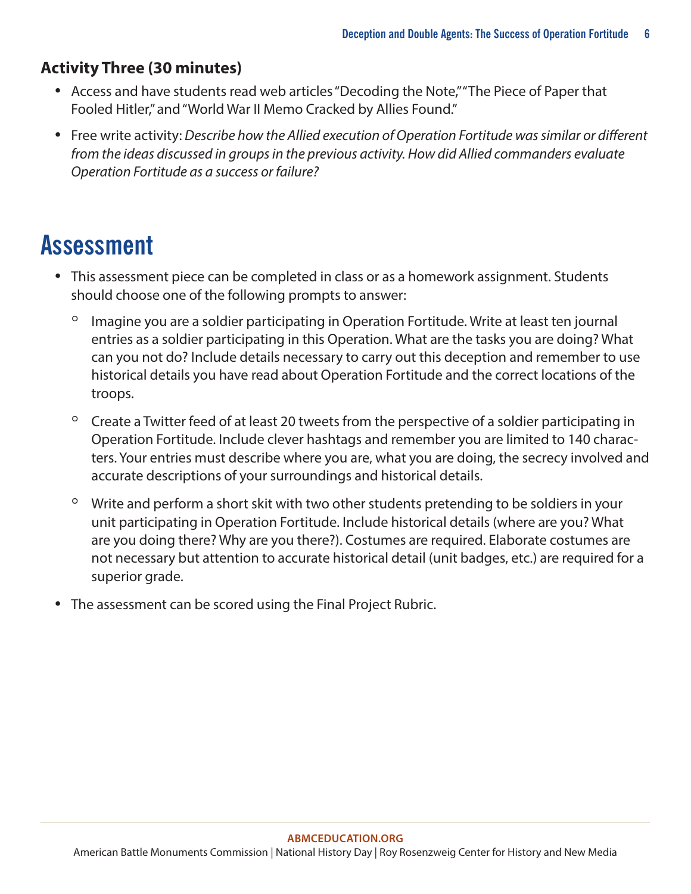### Activity Three (30 minutes)

- Access and have students read web articles "Decoding the Note," "The Piece of Paper that Fooled Hitler," and "World War II Memo Cracked by Allies Found."
- Free write activity: *Describe how the Allied execution of Operation Fortitude was similar or different from the ideas discussed in groups in the previous activity. How did Allied commanders evaluate Operation Fortitude as a success or failure?*

# Assessment

- This assessment piece can be completed in class or as a homework assignment. Students should choose one of the following prompts to answer:
  - Imagine you are a soldier participating in Operation Fortitude. Write at least ten journal entries as a soldier participating in this Operation. What are the tasks you are doing? What can you not do? Include details necessary to carry out this deception and remember to use historical details you have read about Operation Fortitude and the correct locations of the troops.
  - Create a Twitter feed of at least 20 tweets from the perspective of a soldier participating in Operation Fortitude. Include clever hashtags and remember you are limited to 140 characters. Your entries must describe where you are, what you are doing, the secrecy involved and accurate descriptions of your surroundings and historical details.
  - Write and perform a short skit with two other students pretending to be soldiers in your unit participating in Operation Fortitude. Include historical details (where are you? What are you doing there? Why are you there?). Costumes are required. Elaborate costumes are not necessary but attention to accurate historical detail (unit badges, etc.) are required for a superior grade.
- The assessment can be scored using the Final Project Rubric.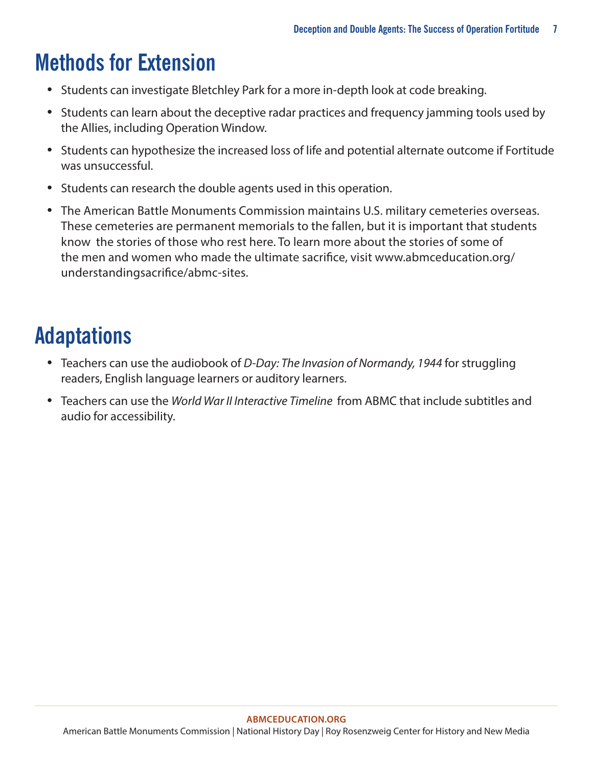## Methods for Extension

- Students can investigate Bletchley Park for a more in-depth look at code breaking.
- Students can learn about the deceptive radar practices and frequency jamming tools used by the Allies, including Operation Window.
- Students can hypothesize the increased loss of life and potential alternate outcome if Fortitude was unsuccessful.
- Students can research the double agents used in this operation.
- The American Battle Monuments Commission maintains U.S. military cemeteries overseas. These cemeteries are permanent memorials to the fallen, but it is important that students know the stories of those who rest here. To learn more about the stories of some of the men and women who made the ultimate sacrifice, visit www.abmceducation.org/understandingsacrifice/abmc-sites.

## Adaptations

- Teachers can use the audiobook of *D-Day: The Invasion of Normandy, 1944* for struggling readers, English language learners or auditory learners.
- Teachers can use the *World War II Interactive Timeline* from ABMC that include subtitles and audio for accessibility.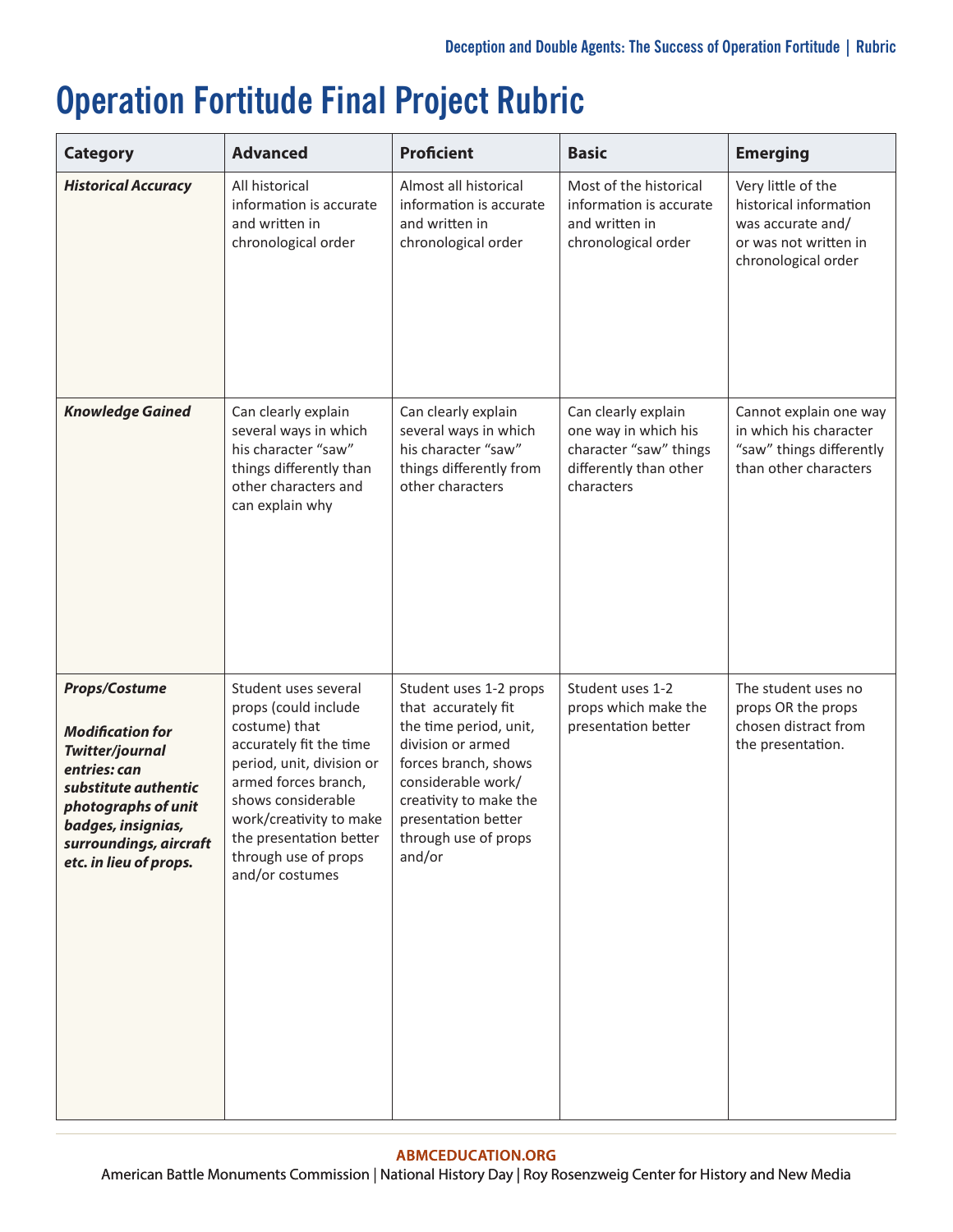# Operation Fortitude Final Project Rubric

| Category | Advanced | Proficient | Basic | Emerging |
|---|---|---|---|---|
| ***Historical Accuracy*** | All historical information is accurate and written in chronological order | Almost all historical information is accurate and written in chronological order | Most of the historical information is accurate and written in chronological order | Very little of the historical information was accurate and/ or was not written in chronological order |
| ***Knowledge Gained*** | Can clearly explain several ways in which his character "saw" things differently than other characters and can explain why | Can clearly explain several ways in which his character "saw" things differently from other characters | Can clearly explain one way in which his character "saw" things differently than other characters | Cannot explain one way in which his character "saw" things differently than other characters |
| ***Props/Costume*** <br><br> ***Modification for Twitter/journal entries: can substitute authentic photographs of unit badges, insignias, surroundings, aircraft etc. in lieu of props.*** | Student uses several props (could include costume) that accurately fit the time period, unit, division or armed forces branch, shows considerable work/creativity to make the presentation better through use of props and/or costumes | Student uses 1-2 props that accurately fit the time period, unit, division or armed forces branch, shows considerable work/ creativity to make the presentation better through use of props and/or | Student uses 1-2 props which make the presentation better | The student uses no props OR the props chosen distract from the presentation. |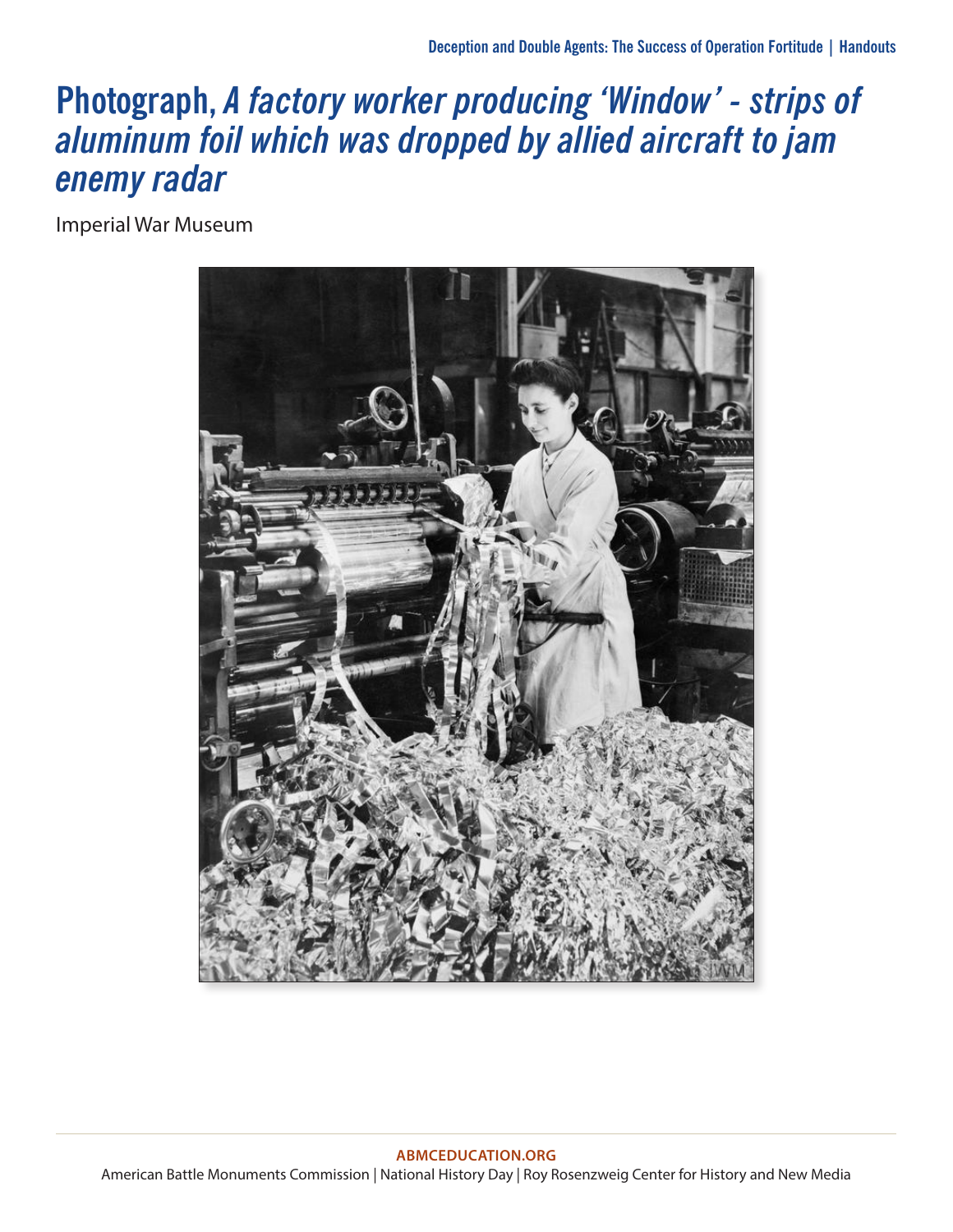# Photograph, *A factory worker producing 'Window' - strips of aluminum foil which was dropped by allied aircraft to jam enemy radar*

Imperial War Museum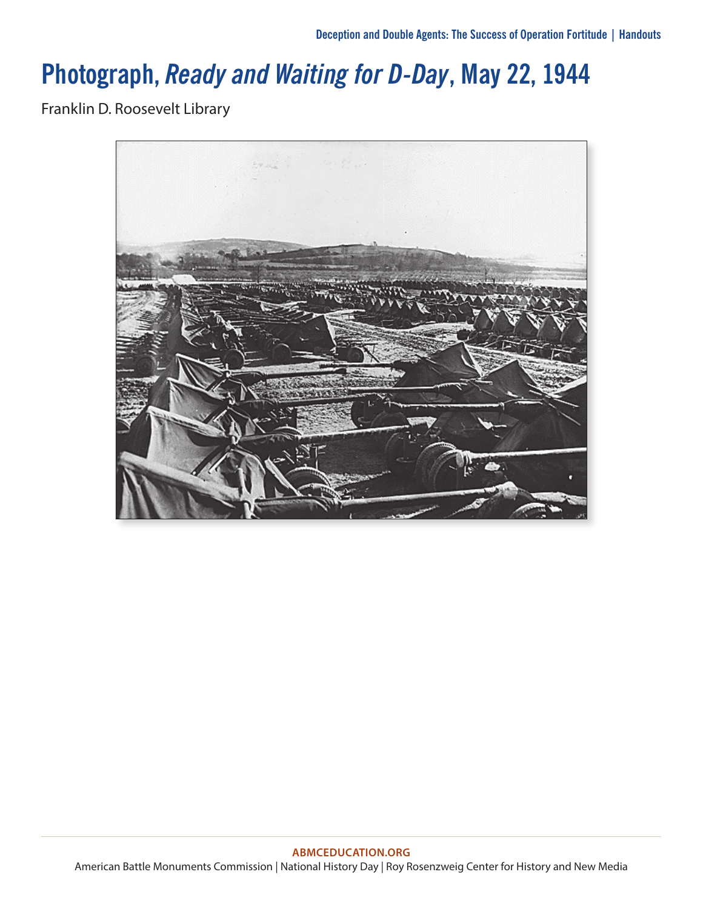# Photograph, *Ready and Waiting for D-Day*, May 22, 1944

Franklin D. Roosevelt Library